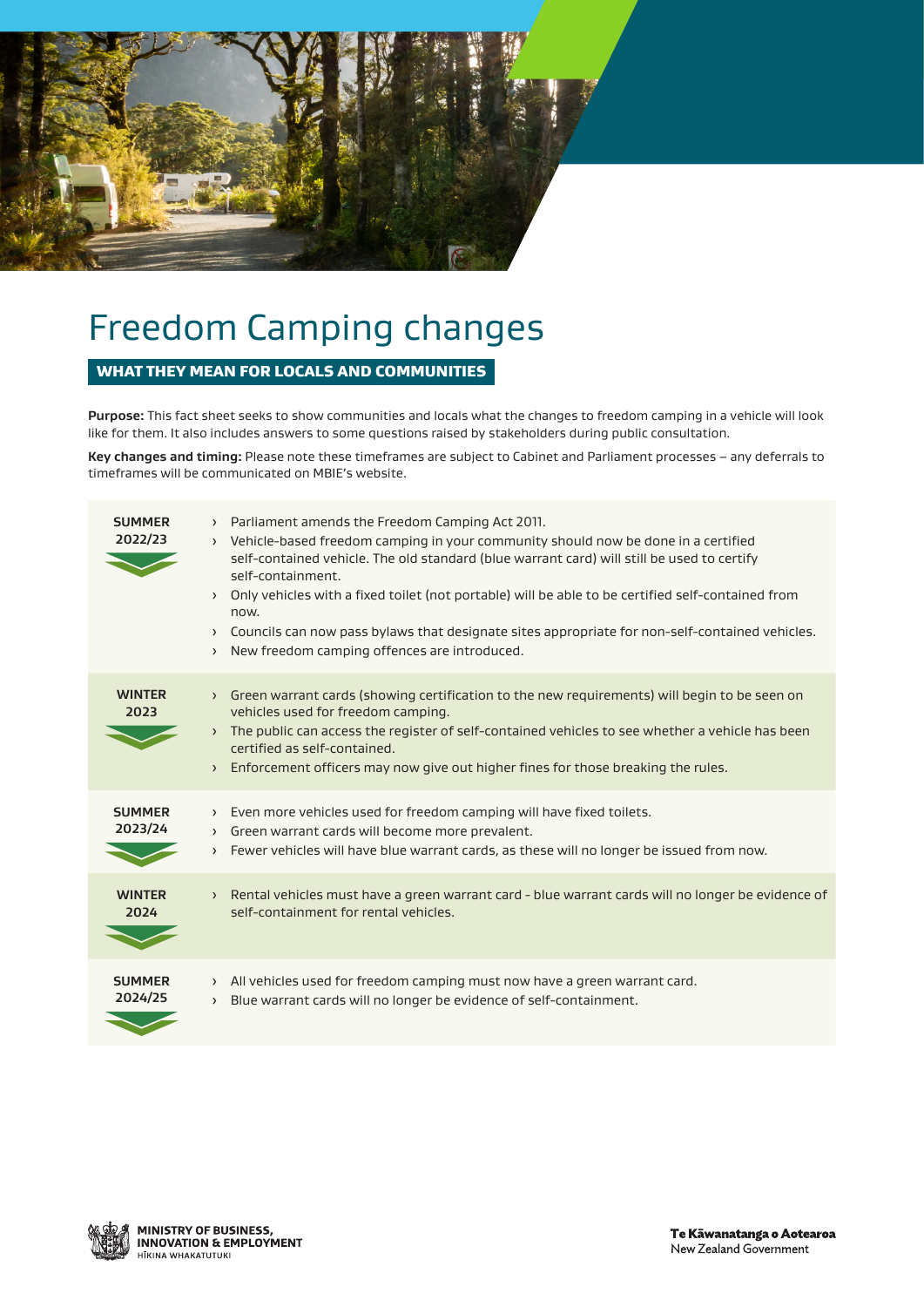# Freedom Camping changes

## WHAT THEY MEAN FOR LOCALS AND COMMUNITIES

**Purpose:** This fact sheet seeks to show communities and locals what the changes to freedom camping in a vehicle will look like for them. It also includes answers to some questions raised by stakeholders during public consultation.

**Key changes and timing:** Please note these timeframes are subject to Cabinet and Parliament processes – any deferrals to timeframes will be communicated on MBIE's website.

| | |
|---|---|
| **SUMMER 2022/23** | › Parliament amends the Freedom Camping Act 2011.<br>› Vehicle-based freedom camping in your community should now be done in a certified self-contained vehicle. The old standard (blue warrant card) will still be used to certify self-containment.<br>› Only vehicles with a fixed toilet (not portable) will be able to be certified self-contained from now.<br>› Councils can now pass bylaws that designate sites appropriate for non-self-contained vehicles.<br>› New freedom camping offences are introduced. |
| **WINTER 2023** | › Green warrant cards (showing certification to the new requirements) will begin to be seen on vehicles used for freedom camping.<br>› The public can access the register of self-contained vehicles to see whether a vehicle has been certified as self-contained.<br>› Enforcement officers may now give out higher fines for those breaking the rules. |
| **SUMMER 2023/24** | › Even more vehicles used for freedom camping will have fixed toilets.<br>› Green warrant cards will become more prevalent.<br>› Fewer vehicles will have blue warrant cards, as these will no longer be issued from now. |
| **WINTER 2024** | › Rental vehicles must have a green warrant card - blue warrant cards will no longer be evidence of self-containment for rental vehicles. |
| **SUMMER 2024/25** | › All vehicles used for freedom camping must now have a green warrant card.<br>› Blue warrant cards will no longer be evidence of self-containment. |

MINISTRY OF BUSINESS, INNOVATION & EMPLOYMENT
HĪKINA WHAKATUTUKI

Te Kāwanatanga o Aotearoa
New Zealand Government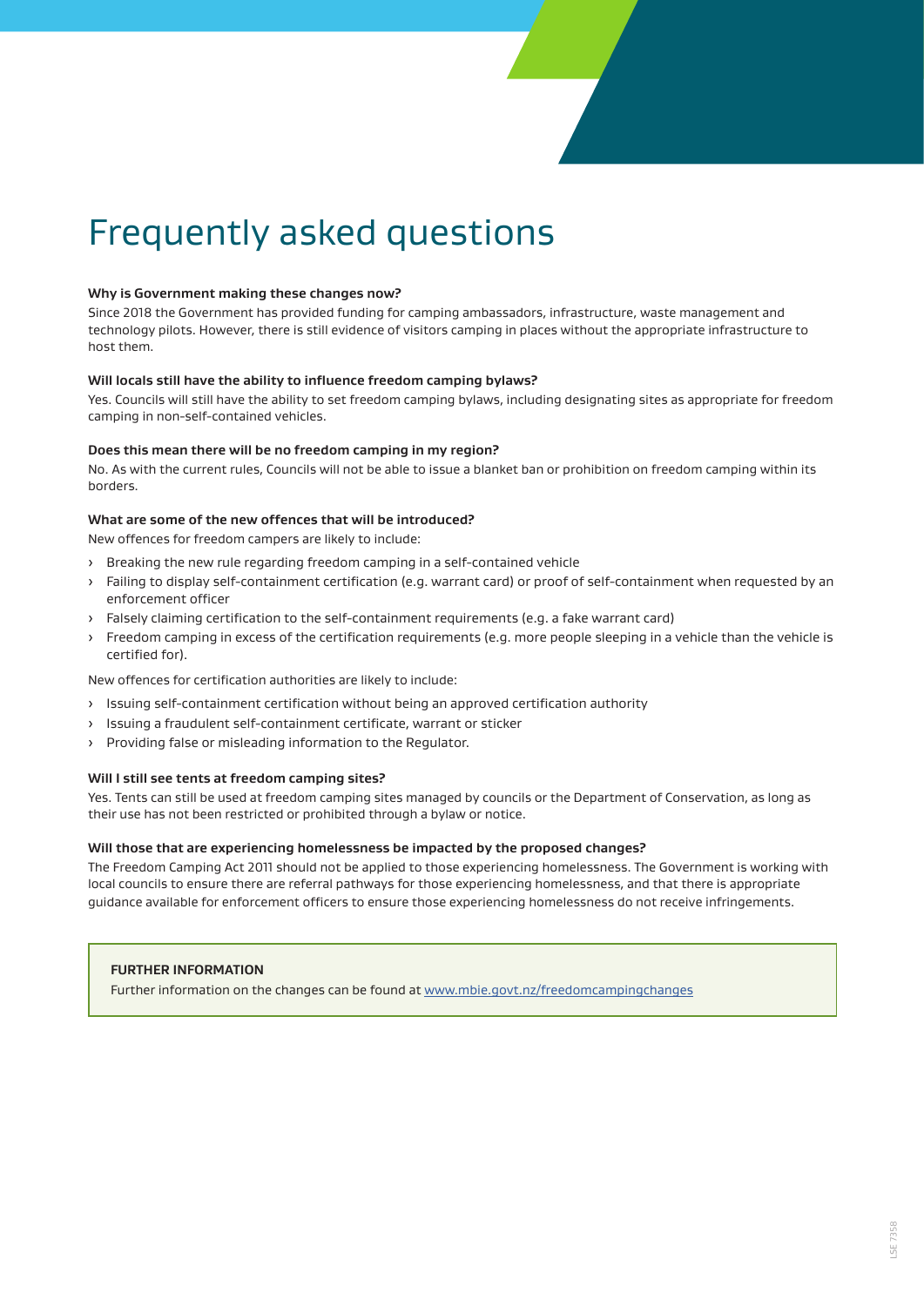# Frequently asked questions

**Why is Government making these changes now?**

Since 2018 the Government has provided funding for camping ambassadors, infrastructure, waste management and technology pilots. However, there is still evidence of visitors camping in places without the appropriate infrastructure to host them.

**Will locals still have the ability to influence freedom camping bylaws?**

Yes. Councils will still have the ability to set freedom camping bylaws, including designating sites as appropriate for freedom camping in non-self-contained vehicles.

**Does this mean there will be no freedom camping in my region?**

No. As with the current rules, Councils will not be able to issue a blanket ban or prohibition on freedom camping within its borders.

**What are some of the new offences that will be introduced?**

New offences for freedom campers are likely to include:

- Breaking the new rule regarding freedom camping in a self-contained vehicle
- Failing to display self-containment certification (e.g. warrant card) or proof of self-containment when requested by an enforcement officer
- Falsely claiming certification to the self-containment requirements (e.g. a fake warrant card)
- Freedom camping in excess of the certification requirements (e.g. more people sleeping in a vehicle than the vehicle is certified for).

New offences for certification authorities are likely to include:

- Issuing self-containment certification without being an approved certification authority
- Issuing a fraudulent self-containment certificate, warrant or sticker
- Providing false or misleading information to the Regulator.

**Will I still see tents at freedom camping sites?**

Yes. Tents can still be used at freedom camping sites managed by councils or the Department of Conservation, as long as their use has not been restricted or prohibited through a bylaw or notice.

**Will those that are experiencing homelessness be impacted by the proposed changes?**

The Freedom Camping Act 2011 should not be applied to those experiencing homelessness. The Government is working with local councils to ensure there are referral pathways for those experiencing homelessness, and that there is appropriate guidance available for enforcement officers to ensure those experiencing homelessness do not receive infringements.

**FURTHER INFORMATION**

Further information on the changes can be found at www.mbie.govt.nz/freedomcampingchanges

LSE 7358